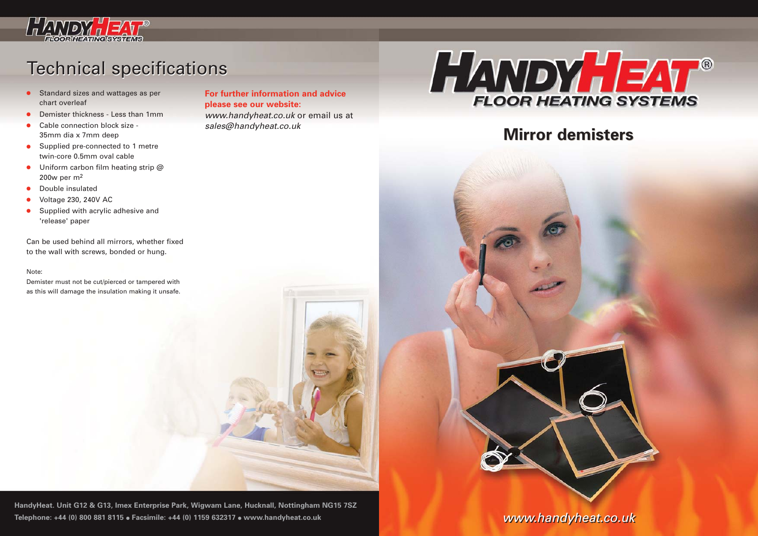# Technical specifications

- Standard sizes and wattages as per chart overleaf
- Demister thickness - Less than 1mm
- Cable connection block size - 35mm dia x 7mm deep
- Supplied pre-connected to 1 metre twin-core 0.5mm oval cable
- Uniform carbon film heating strip @ 200w per $m^2$
- Double insulated
- Voltage 230, 240V AC
- Supplied with acrylic adhesive and 'release' paper

Can be used behind all mirrors, whether fixed to the wall with screws, bonded or hung.

Note:
Demister must not be cut/pierced or tampered with as this will damage the insulation making it unsafe.

**For further information and advice please see our website:**
*www.handyheat.co.uk* or email us at *sales@handyheat.co.uk*

HandyHeat. Unit G12 & G13, Imex Enterprise Park, Wigwam Lane, Hucknall, Nottingham NG15 7SZ
Telephone: +44 (0) 800 881 8115 • Facsimile: +44 (0) 1159 632317 • www.handyheat.co.uk

# HANDYHEAT® FLOOR HEATING SYSTEMS

## Mirror demisters

*www.handyheat.co.uk*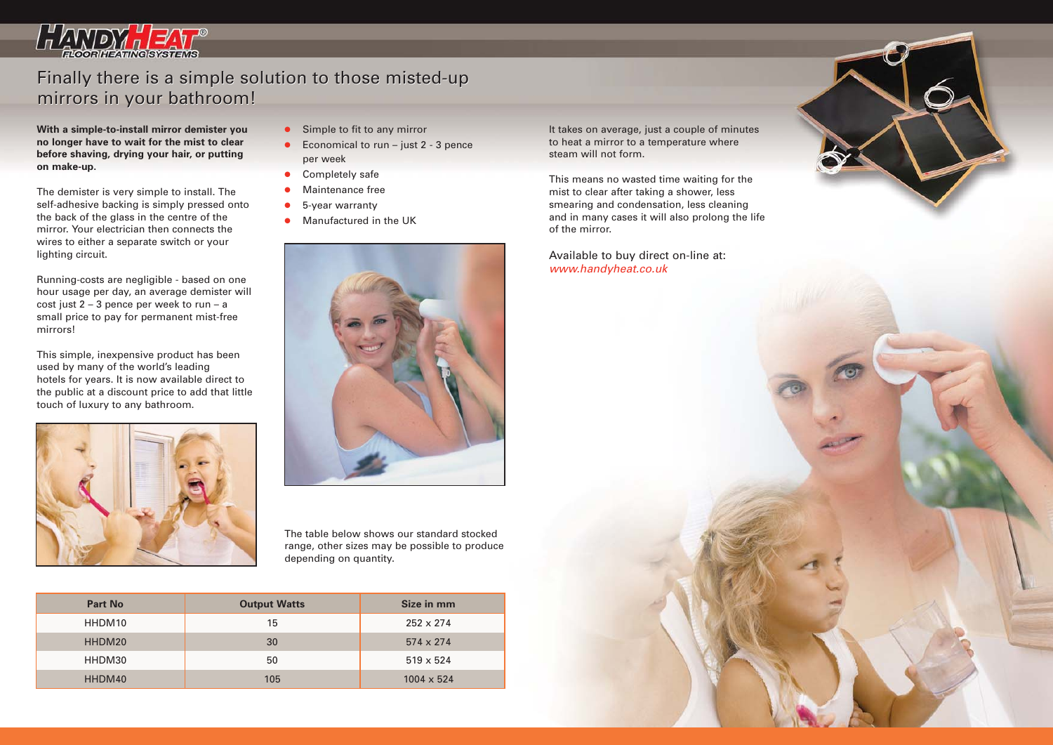HANDYHEAT® FLOOR HEATING SYSTEMS

# Finally there is a simple solution to those misted-up mirrors in your bathroom!

**With a simple-to-install mirror demister you no longer have to wait for the mist to clear before shaving, drying your hair, or putting on make-up.**

The demister is very simple to install. The self-adhesive backing is simply pressed onto the back of the glass in the centre of the mirror. Your electrician then connects the wires to either a separate switch or your lighting circuit.

Running-costs are negligible - based on one hour usage per day, an average demister will cost just 2 – 3 pence per week to run – a small price to pay for permanent mist-free mirrors!

This simple, inexpensive product has been used by many of the world's leading hotels for years. It is now available direct to the public at a discount price to add that little touch of luxury to any bathroom.

- Simple to fit to any mirror
- Economical to run – just 2 - 3 pence per week
- Completely safe
- Maintenance free
- 5-year warranty
- Manufactured in the UK

The table below shows our standard stocked range, other sizes may be possible to produce depending on quantity.

| Part No | Output Watts | Size in mm |
|---|---|---|
| HHDM10 | 15 | 252 x 274 |
| HHDM20 | 30 | 574 x 274 |
| HHDM30 | 50 | 519 x 524 |
| HHDM40 | 105 | 1004 x 524 |

It takes on average, just a couple of minutes to heat a mirror to a temperature where steam will not form.

This means no wasted time waiting for the mist to clear after taking a shower, less smearing and condensation, less cleaning and in many cases it will also prolong the life of the mirror.

Available to buy direct on-line at:
*www.handyheat.co.uk*